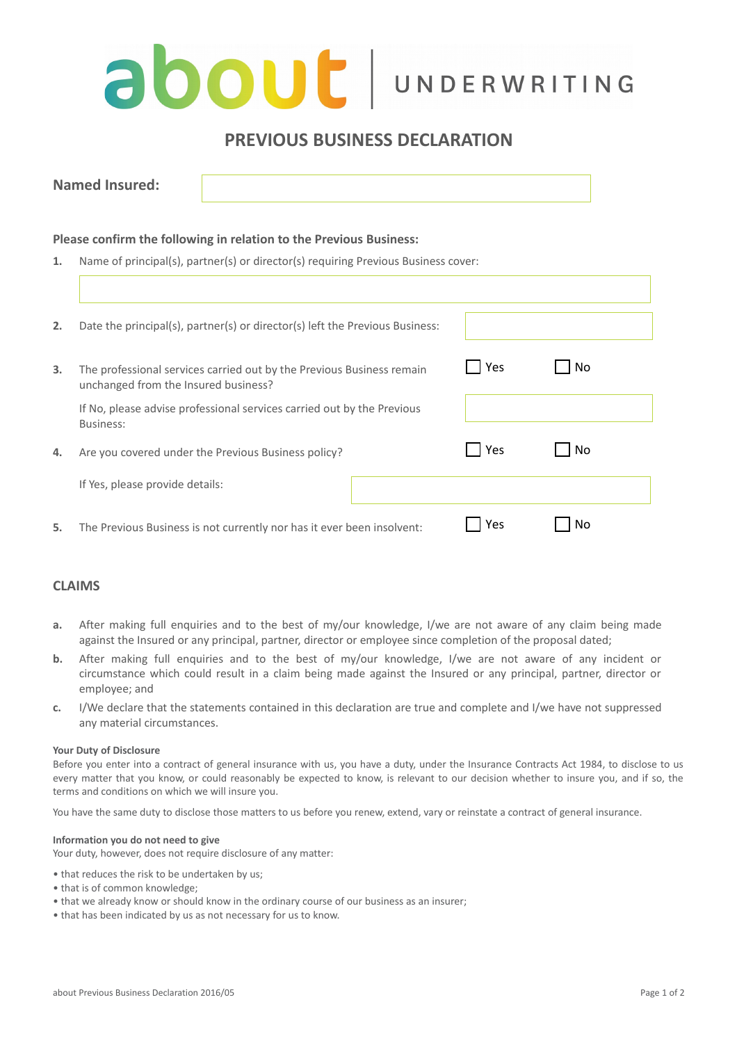about | UNDERWRITING

# PREVIOUS BUSINESS DECLARATION

**Named Insured:** \_\_\_\_\_\_\_\_\_\_\_\_\_\_\_\_\_\_\_\_

**Please confirm the following in relation to the Previous Business:**

1. Name of principal(s), partner(s) or director(s) requiring Previous Business cover:

   \_\_\_\_\_\_\_\_\_\_\_\_\_\_\_\_\_\_\_\_

2. Date the principal(s), partner(s) or director(s) left the Previous Business: \_\_\_\_\_\_\_\_\_\_

3. The professional services carried out by the Previous Business remain unchanged from the Insured business? ☐ Yes ☐ No

   If No, please advise professional services carried out by the Previous Business: \_\_\_\_\_\_\_\_\_\_

4. Are you covered under the Previous Business policy? ☐ Yes ☐ No

   If Yes, please provide details: \_\_\_\_\_\_\_\_\_\_

5. The Previous Business is not currently nor has it ever been insolvent: ☐ Yes ☐ No

## CLAIMS

a. After making full enquiries and to the best of my/our knowledge, I/we are not aware of any claim being made against the Insured or any principal, partner, director or employee since completion of the proposal dated;

b. After making full enquiries and to the best of my/our knowledge, I/we are not aware of any incident or circumstance which could result in a claim being made against the Insured or any principal, partner, director or employee; and

c. I/We declare that the statements contained in this declaration are true and complete and I/we have not suppressed any material circumstances.

**Your Duty of Disclosure**

Before you enter into a contract of general insurance with us, you have a duty, under the Insurance Contracts Act 1984, to disclose to us every matter that you know, or could reasonably be expected to know, is relevant to our decision whether to insure you, and if so, the terms and conditions on which we will insure you.

You have the same duty to disclose those matters to us before you renew, extend, vary or reinstate a contract of general insurance.

**Information you do not need to give**

Your duty, however, does not require disclosure of any matter:

- that reduces the risk to be undertaken by us;
- that is of common knowledge;
- that we already know or should know in the ordinary course of our business as an insurer;
- that has been indicated by us as not necessary for us to know.

about Previous Business Declaration 2016/05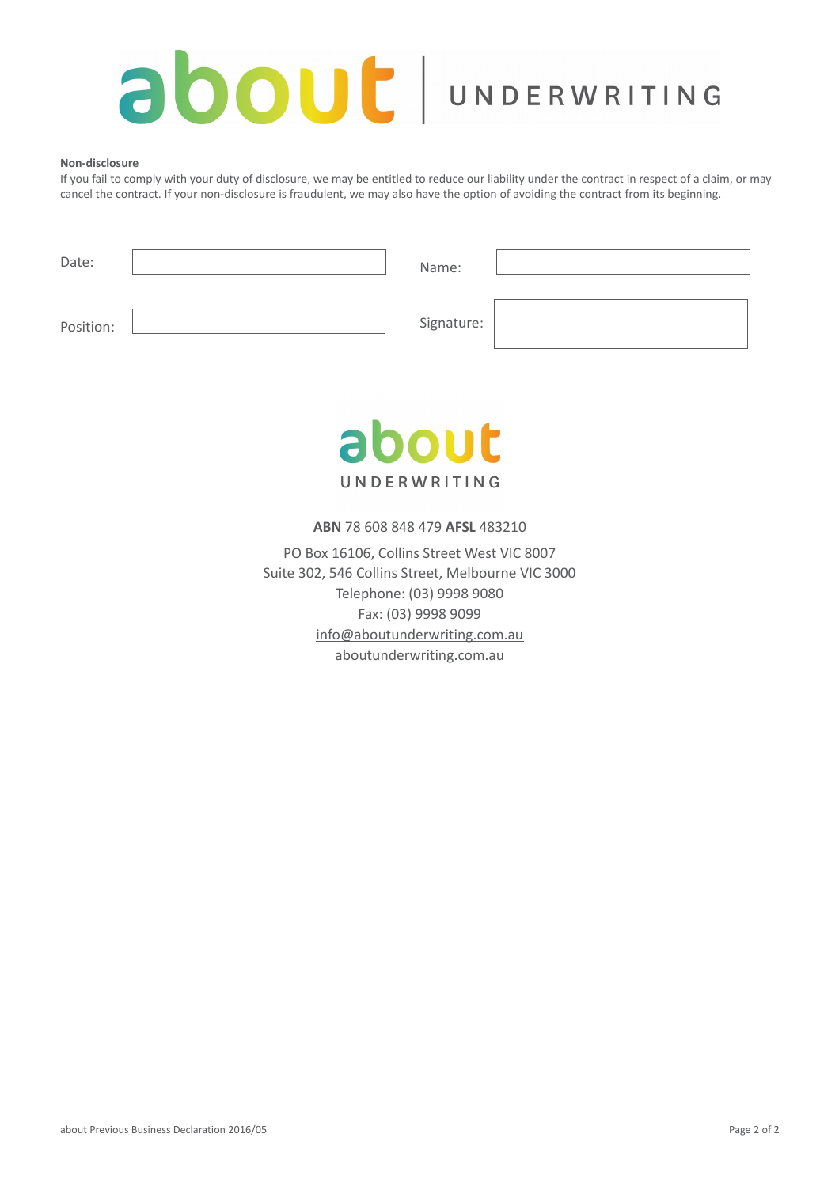**Non-disclosure**

If you fail to comply with your duty of disclosure, we may be entitled to reduce our liability under the contract in respect of a claim, or may cancel the contract. If your non-disclosure is fraudulent, we may also have the option of avoiding the contract from its beginning.

| | | | |
|---|---|---|---|
| Date: | | Name: | |
| Position: | | Signature: | |

about UNDERWRITING

**ABN** 78 608 848 479 **AFSL** 483210

PO Box 16106, Collins Street West VIC 8007
Suite 302, 546 Collins Street, Melbourne VIC 3000
Telephone: (03) 9998 9080
Fax: (03) 9998 9099
info@aboutunderwriting.com.au
aboutunderwriting.com.au

about Previous Business Declaration 2016/05